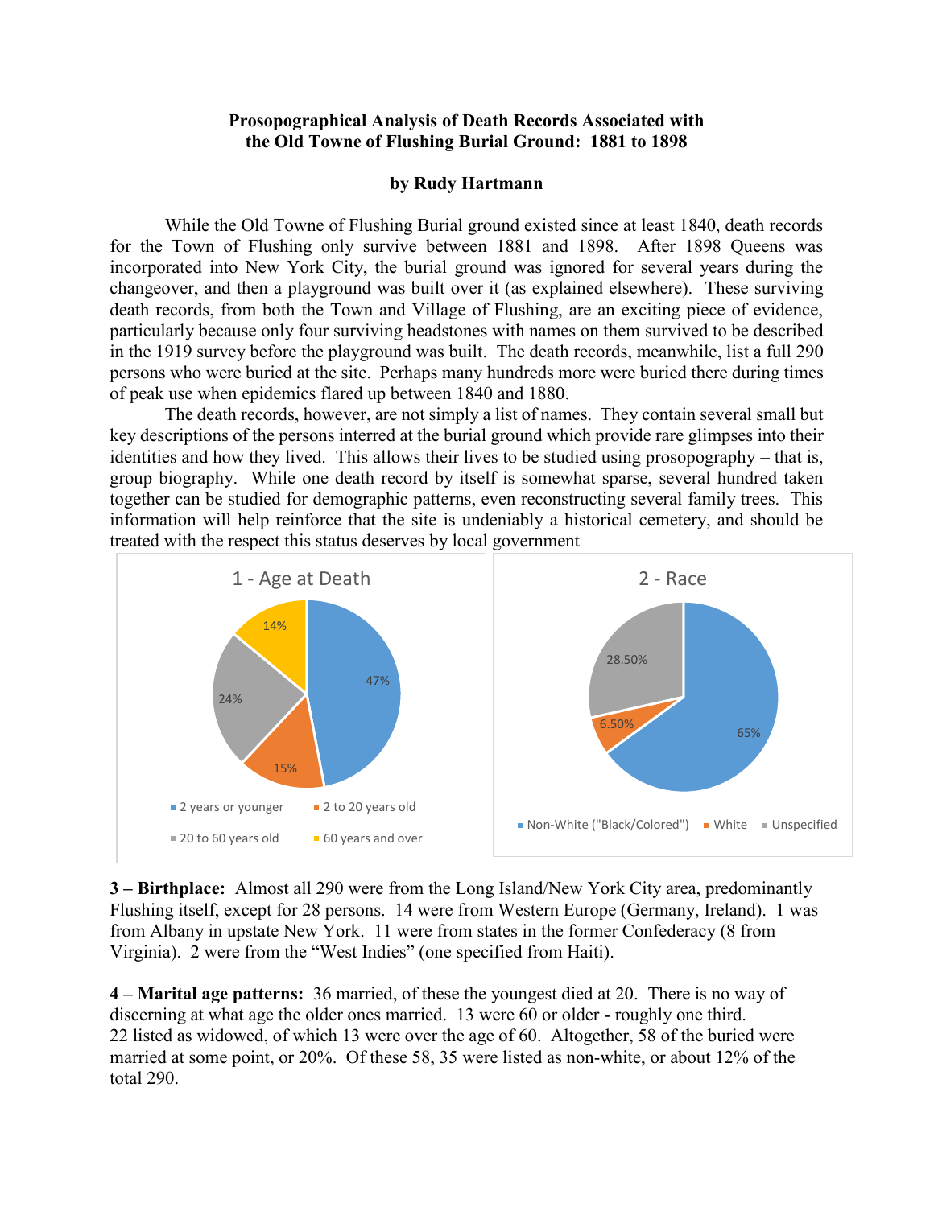# Prosopographical Analysis of Death Records Associated with the Old Towne of Flushing Burial Ground: 1881 to 1898

**by Rudy Hartmann**

While the Old Towne of Flushing Burial ground existed since at least 1840, death records for the Town of Flushing only survive between 1881 and 1898. After 1898 Queens was incorporated into New York City, the burial ground was ignored for several years during the changeover, and then a playground was built over it (as explained elsewhere). These surviving death records, from both the Town and Village of Flushing, are an exciting piece of evidence, particularly because only four surviving headstones with names on them survived to be described in the 1919 survey before the playground was built. The death records, meanwhile, list a full 290 persons who were buried at the site. Perhaps many hundreds more were buried there during times of peak use when epidemics flared up between 1840 and 1880.

The death records, however, are not simply a list of names. They contain several small but key descriptions of the persons interred at the burial ground which provide rare glimpses into their identities and how they lived. This allows their lives to be studied using prosopography – that is, group biography. While one death record by itself is somewhat sparse, several hundred taken together can be studied for demographic patterns, even reconstructing several family trees. This information will help reinforce that the site is undeniably a historical cemetery, and should be treated with the respect this status deserves by local government

**1 - Age at Death**

| Category | Percentage |
|---|---|
| 2 years or younger | 47% |
| 2 to 20 years old | 15% |
| 20 to 60 years old | 24% |
| 60 years and over | 14% |

**2 - Race**

| Category | Percentage |
|---|---|
| Non-White ("Black/Colored") | 65% |
| White | 6.50% |
| Unspecified | 28.50% |

**3 – Birthplace:** Almost all 290 were from the Long Island/New York City area, predominantly Flushing itself, except for 28 persons. 14 were from Western Europe (Germany, Ireland). 1 was from Albany in upstate New York. 11 were from states in the former Confederacy (8 from Virginia). 2 were from the "West Indies" (one specified from Haiti).

**4 – Marital age patterns:** 36 married, of these the youngest died at 20. There is no way of discerning at what age the older ones married. 13 were 60 or older - roughly one third. 22 listed as widowed, of which 13 were over the age of 60. Altogether, 58 of the buried were married at some point, or 20%. Of these 58, 35 were listed as non-white, or about 12% of the total 290.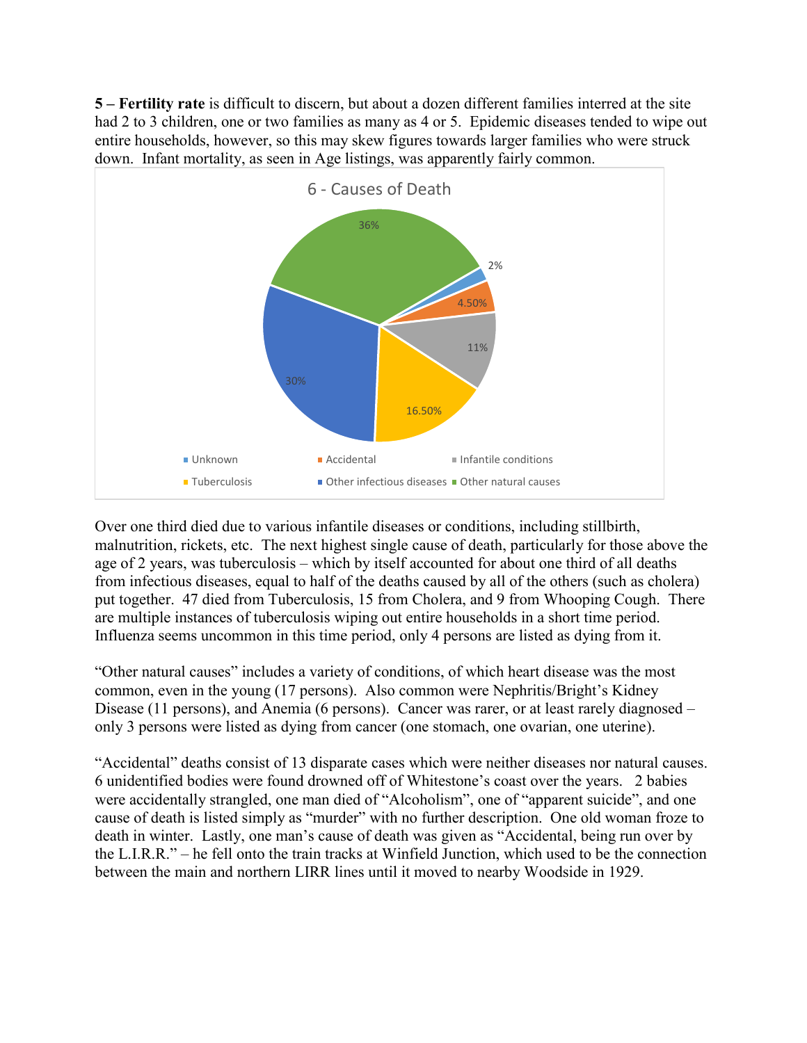**5 – Fertility rate** is difficult to discern, but about a dozen different families interred at the site had 2 to 3 children, one or two families as many as 4 or 5. Epidemic diseases tended to wipe out entire households, however, so this may skew figures towards larger families who were struck down. Infant mortality, as seen in Age listings, was apparently fairly common.

6 - Causes of Death

| Cause | Percentage |
|---|---|
| Unknown | 2% |
| Accidental | 4.50% |
| Infantile conditions | 11% |
| Tuberculosis | 16.50% |
| Other infectious diseases | 30% |
| Other natural causes | 36% |

Over one third died due to various infantile diseases or conditions, including stillbirth, malnutrition, rickets, etc. The next highest single cause of death, particularly for those above the age of 2 years, was tuberculosis – which by itself accounted for about one third of all deaths from infectious diseases, equal to half of the deaths caused by all of the others (such as cholera) put together. 47 died from Tuberculosis, 15 from Cholera, and 9 from Whooping Cough. There are multiple instances of tuberculosis wiping out entire households in a short time period. Influenza seems uncommon in this time period, only 4 persons are listed as dying from it.

"Other natural causes" includes a variety of conditions, of which heart disease was the most common, even in the young (17 persons). Also common were Nephritis/Bright's Kidney Disease (11 persons), and Anemia (6 persons). Cancer was rarer, or at least rarely diagnosed – only 3 persons were listed as dying from cancer (one stomach, one ovarian, one uterine).

"Accidental" deaths consist of 13 disparate cases which were neither diseases nor natural causes. 6 unidentified bodies were found drowned off of Whitestone's coast over the years. 2 babies were accidentally strangled, one man died of "Alcoholism", one of "apparent suicide", and one cause of death is listed simply as "murder" with no further description. One old woman froze to death in winter. Lastly, one man's cause of death was given as "Accidental, being run over by the L.I.R.R." – he fell onto the train tracks at Winfield Junction, which used to be the connection between the main and northern LIRR lines until it moved to nearby Woodside in 1929.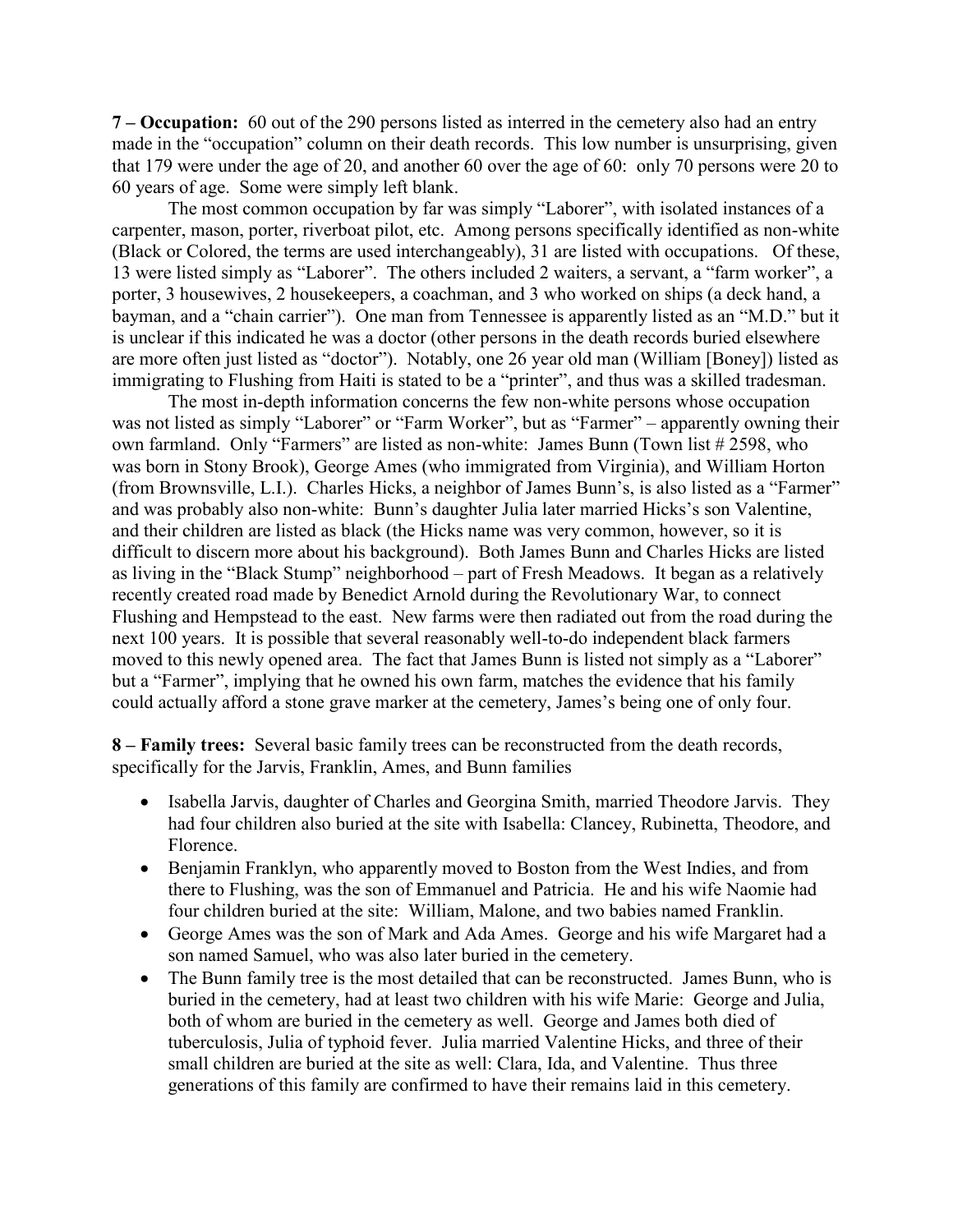**7 – Occupation:** 60 out of the 290 persons listed as interred in the cemetery also had an entry made in the "occupation" column on their death records. This low number is unsurprising, given that 179 were under the age of 20, and another 60 over the age of 60: only 70 persons were 20 to 60 years of age. Some were simply left blank.

The most common occupation by far was simply "Laborer", with isolated instances of a carpenter, mason, porter, riverboat pilot, etc. Among persons specifically identified as non-white (Black or Colored, the terms are used interchangeably), 31 are listed with occupations. Of these, 13 were listed simply as "Laborer". The others included 2 waiters, a servant, a "farm worker", a porter, 3 housewives, 2 housekeepers, a coachman, and 3 who worked on ships (a deck hand, a bayman, and a "chain carrier"). One man from Tennessee is apparently listed as an "M.D." but it is unclear if this indicated he was a doctor (other persons in the death records buried elsewhere are more often just listed as "doctor"). Notably, one 26 year old man (William [Boney]) listed as immigrating to Flushing from Haiti is stated to be a "printer", and thus was a skilled tradesman.

The most in-depth information concerns the few non-white persons whose occupation was not listed as simply "Laborer" or "Farm Worker", but as "Farmer" – apparently owning their own farmland. Only "Farmers" are listed as non-white: James Bunn (Town list # 2598, who was born in Stony Brook), George Ames (who immigrated from Virginia), and William Horton (from Brownsville, L.I.). Charles Hicks, a neighbor of James Bunn's, is also listed as a "Farmer" and was probably also non-white: Bunn's daughter Julia later married Hicks's son Valentine, and their children are listed as black (the Hicks name was very common, however, so it is difficult to discern more about his background). Both James Bunn and Charles Hicks are listed as living in the "Black Stump" neighborhood – part of Fresh Meadows. It began as a relatively recently created road made by Benedict Arnold during the Revolutionary War, to connect Flushing and Hempstead to the east. New farms were then radiated out from the road during the next 100 years. It is possible that several reasonably well-to-do independent black farmers moved to this newly opened area. The fact that James Bunn is listed not simply as a "Laborer" but a "Farmer", implying that he owned his own farm, matches the evidence that his family could actually afford a stone grave marker at the cemetery, James's being one of only four.

**8 – Family trees:** Several basic family trees can be reconstructed from the death records, specifically for the Jarvis, Franklin, Ames, and Bunn families

- Isabella Jarvis, daughter of Charles and Georgina Smith, married Theodore Jarvis. They had four children also buried at the site with Isabella: Clancey, Rubinetta, Theodore, and Florence.
- Benjamin Franklyn, who apparently moved to Boston from the West Indies, and from there to Flushing, was the son of Emmanuel and Patricia. He and his wife Naomie had four children buried at the site: William, Malone, and two babies named Franklin.
- George Ames was the son of Mark and Ada Ames. George and his wife Margaret had a son named Samuel, who was also later buried in the cemetery.
- The Bunn family tree is the most detailed that can be reconstructed. James Bunn, who is buried in the cemetery, had at least two children with his wife Marie: George and Julia, both of whom are buried in the cemetery as well. George and James both died of tuberculosis, Julia of typhoid fever. Julia married Valentine Hicks, and three of their small children are buried at the site as well: Clara, Ida, and Valentine. Thus three generations of this family are confirmed to have their remains laid in this cemetery.